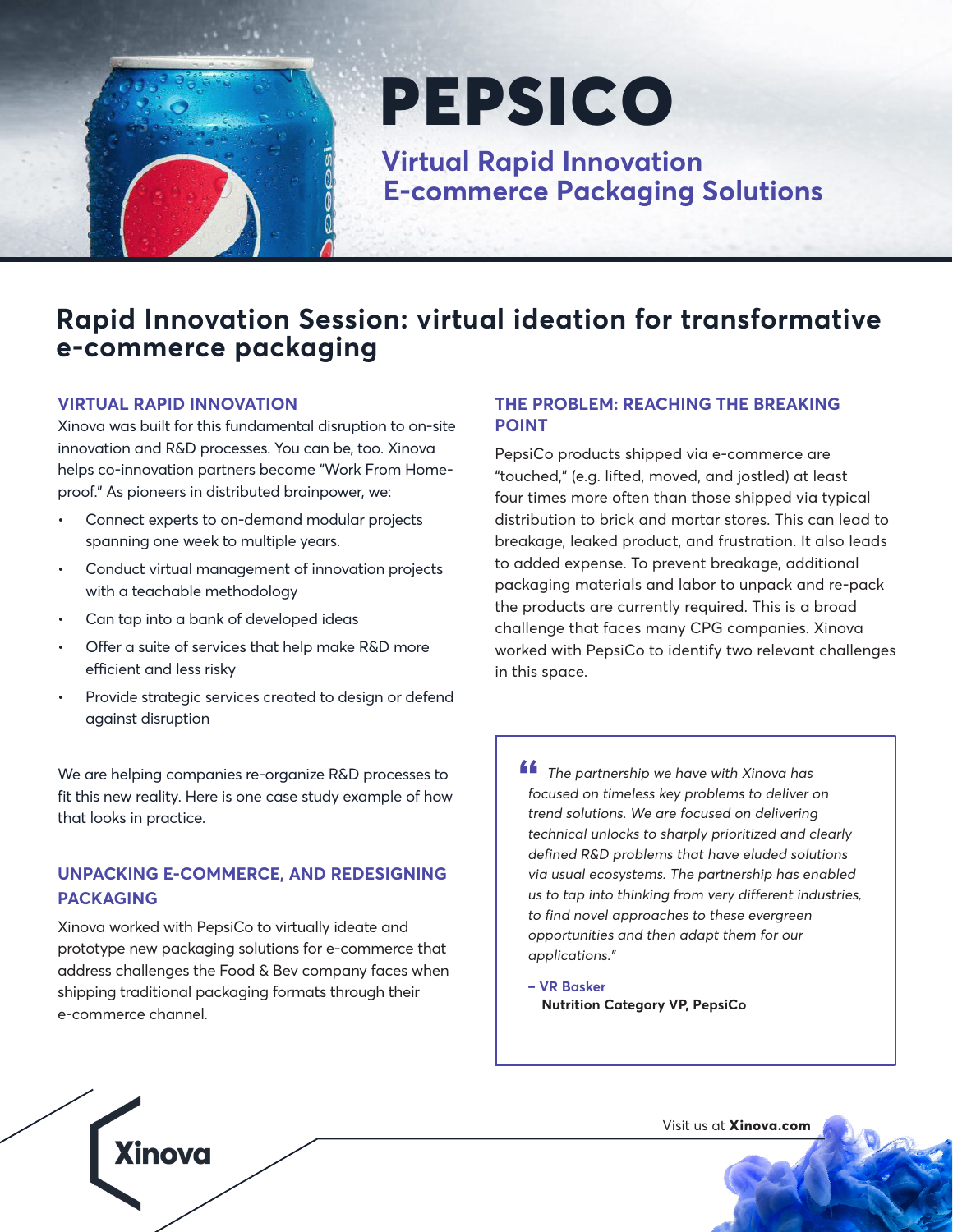# PEPSICO

## Virtual Rapid Innovation E-commerce Packaging Solutions

## Rapid Innovation Session: virtual ideation for transformative e-commerce packaging

### VIRTUAL RAPID INNOVATION

Xinova was built for this fundamental disruption to on-site innovation and R&D processes. You can be, too. Xinova helps co-innovation partners become "Work From Home-proof." As pioneers in distributed brainpower, we:

- Connect experts to on-demand modular projects spanning one week to multiple years.
- Conduct virtual management of innovation projects with a teachable methodology
- Can tap into a bank of developed ideas
- Offer a suite of services that help make R&D more efficient and less risky
- Provide strategic services created to design or defend against disruption

We are helping companies re-organize R&D processes to fit this new reality. Here is one case study example of how that looks in practice.

### UNPACKING E-COMMERCE, AND REDESIGNING PACKAGING

Xinova worked with PepsiCo to virtually ideate and prototype new packaging solutions for e-commerce that address challenges the Food & Bev company faces when shipping traditional packaging formats through their e-commerce channel.

### THE PROBLEM: REACHING THE BREAKING POINT

PepsiCo products shipped via e-commerce are "touched," (e.g. lifted, moved, and jostled) at least four times more often than those shipped via typical distribution to brick and mortar stores. This can lead to breakage, leaked product, and frustration. It also leads to added expense. To prevent breakage, additional packaging materials and labor to unpack and re-pack the products are currently required. This is a broad challenge that faces many CPG companies. Xinova worked with PepsiCo to identify two relevant challenges in this space.

> *"The partnership we have with Xinova has focused on timeless key problems to deliver on trend solutions. We are focused on delivering technical unlocks to sharply prioritized and clearly defined R&D problems that have eluded solutions via usual ecosystems. The partnership has enabled us to tap into thinking from very different industries, to find novel approaches to these evergreen opportunities and then adapt them for our applications."*
>
> **– VR Basker**
> **Nutrition Category VP, PepsiCo**

Xinova

Visit us at **Xinova.com**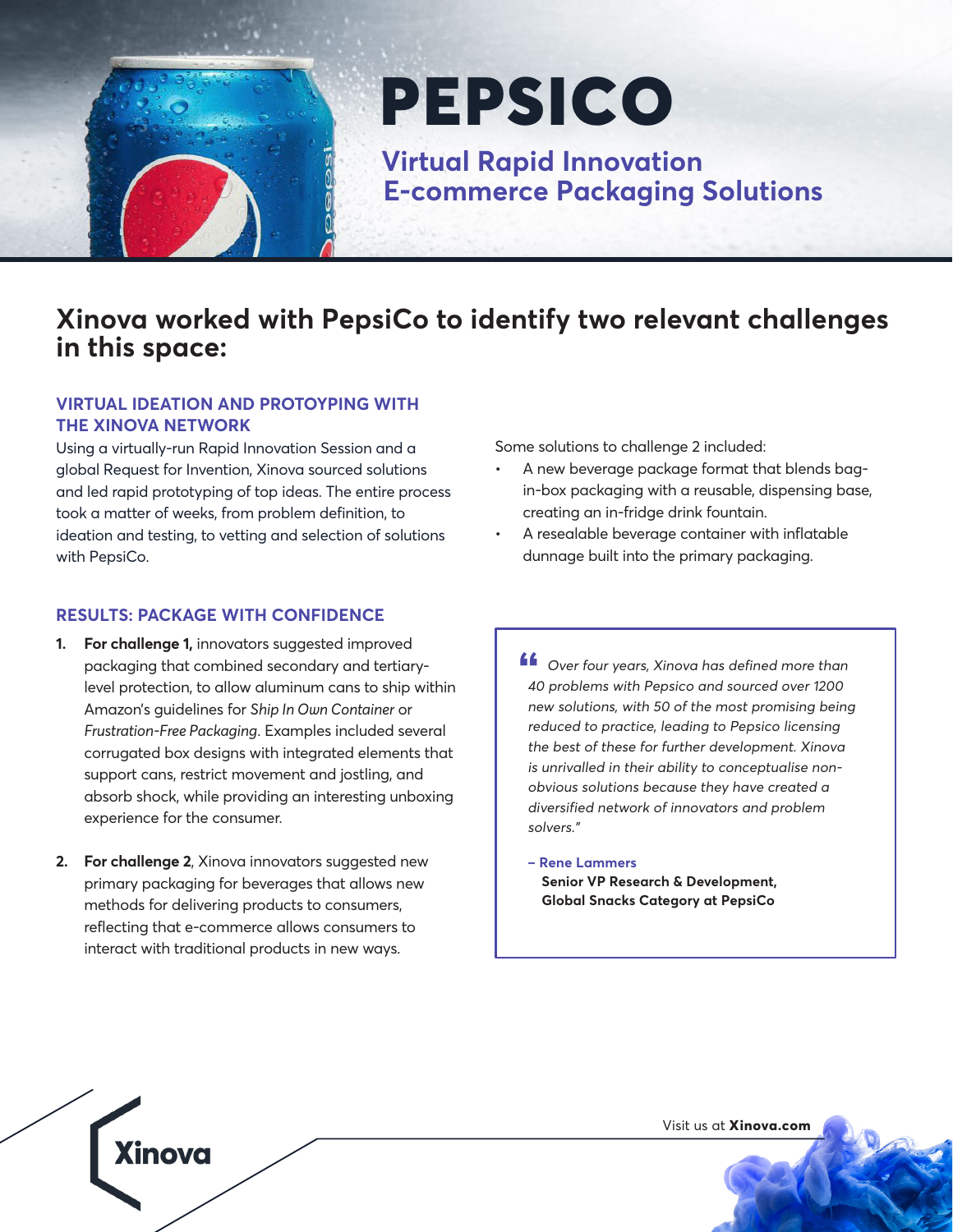# PEPSICO

## Virtual Rapid Innovation E-commerce Packaging Solutions

## Xinova worked with PepsiCo to identify two relevant challenges in this space:

### VIRTUAL IDEATION AND PROTOYPING WITH THE XINOVA NETWORK

Using a virtually-run Rapid Innovation Session and a global Request for Invention, Xinova sourced solutions and led rapid prototyping of top ideas. The entire process took a matter of weeks, from problem definition, to ideation and testing, to vetting and selection of solutions with PepsiCo.

### RESULTS: PACKAGE WITH CONFIDENCE

1. **For challenge 1,** innovators suggested improved packaging that combined secondary and tertiary-level protection, to allow aluminum cans to ship within Amazon's guidelines for *Ship In Own Container* or *Frustration-Free Packaging*. Examples included several corrugated box designs with integrated elements that support cans, restrict movement and jostling, and absorb shock, while providing an interesting unboxing experience for the consumer.

2. **For challenge 2**, Xinova innovators suggested new primary packaging for beverages that allows new methods for delivering products to consumers, reflecting that e-commerce allows consumers to interact with traditional products in new ways.

Some solutions to challenge 2 included:

- A new beverage package format that blends bag-in-box packaging with a reusable, dispensing base, creating an in-fridge drink fountain.
- A resealable beverage container with inflatable dunnage built into the primary packaging.

> *Over four years, Xinova has defined more than 40 problems with Pepsico and sourced over 1200 new solutions, with 50 of the most promising being reduced to practice, leading to Pepsico licensing the best of these for further development. Xinova is unrivalled in their ability to conceptualise non-obvious solutions because they have created a diversified network of innovators and problem solvers."*
>
> – Rene Lammers
> **Senior VP Research & Development, Global Snacks Category at PepsiCo**

Xinova

Visit us at **Xinova.com**